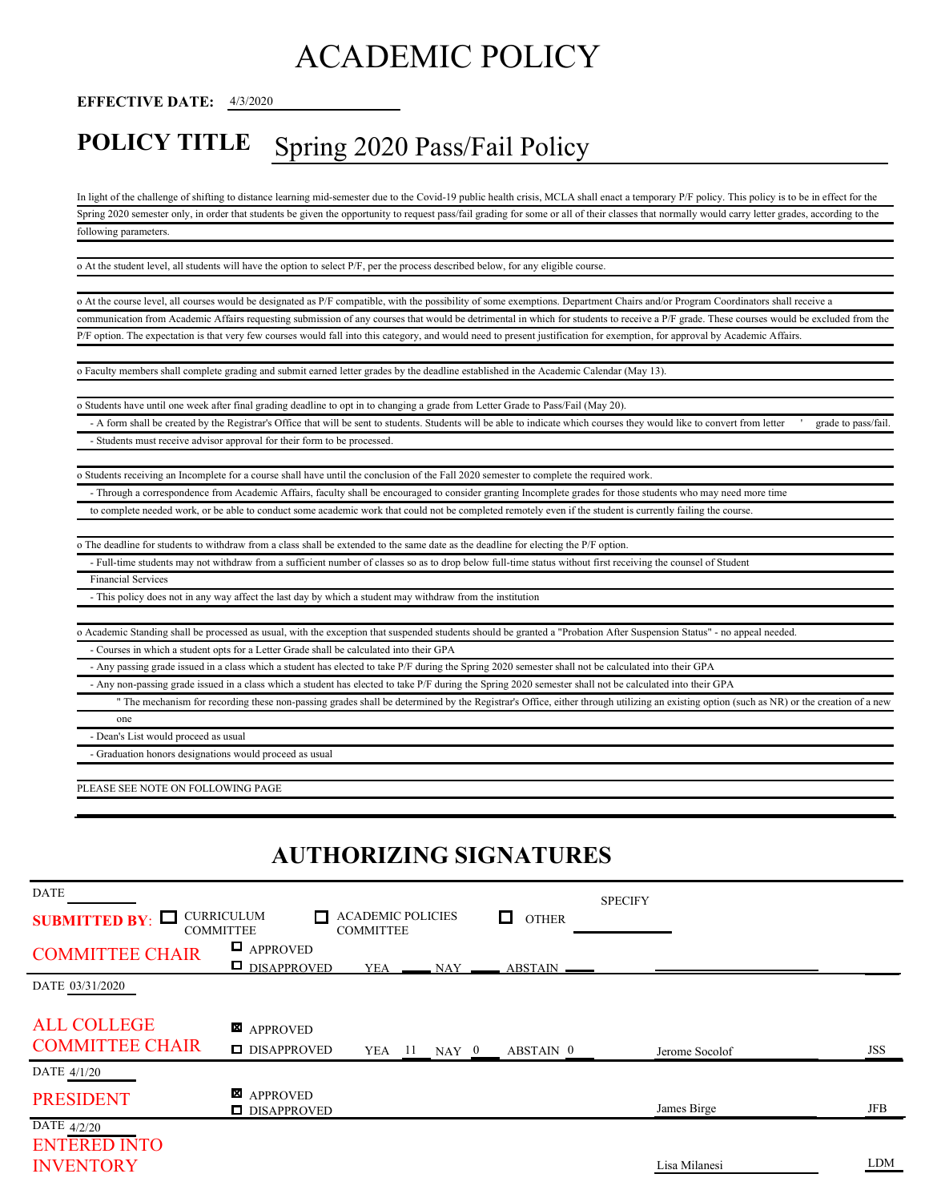# ACADEMIC POLICY

**EFFECTIVE DATE:** 4/3/2020

## POLICY TITLE Spring 2020 Pass/Fail Policy

In light of the challenge of shifting to distance learning mid-semester due to the Covid-19 public health crisis, MCLA shall enact a temporary P/F policy. This policy is to be in effect for the Spring 2020 semester only, in order that students be given the opportunity to request pass/fail grading for some or all of their classes that normally would carry letter grades, according to the following parameters.

o At the student level, all students will have the option to select P/F, per the process described below, for any eligible course.

o At the course level, all courses would be designated as P/F compatible, with the possibility of some exemptions. Department Chairs and/or Program Coordinators shall receive a communication from Academic Affairs requesting submission of any courses that would be detrimental in which for students to receive a P/F grade. These courses would be excluded from the P/F option. The expectation is that very few courses would fall into this category, and would need to present justification for exemption, for approval by Academic Affairs.

o Faculty members shall complete grading and submit earned letter grades by the deadline established in the Academic Calendar (May 13).

o Students have until one week after final grading deadline to opt in to changing a grade from Letter Grade to Pass/Fail (May 20).

- A form shall be created by the Registrar's Office that will be sent to students. Students will be able to indicate which courses they would like to convert from letter ' grade to pass/fail.
- Students must receive advisor approval for their form to be processed.

o Students receiving an Incomplete for a course shall have until the conclusion of the Fall 2020 semester to complete the required work.

- Through a correspondence from Academic Affairs, faculty shall be encouraged to consider granting Incomplete grades for those students who may need more time to complete needed work, or be able to conduct some academic work that could not be completed remotely even if the student is currently failing the course.

o The deadline for students to withdraw from a class shall be extended to the same date as the deadline for electing the P/F option.

- Full-time students may not withdraw from a sufficient number of classes so as to drop below full-time status without first receiving the counsel of Student Financial Services
- This policy does not in any way affect the last day by which a student may withdraw from the institution

o Academic Standing shall be processed as usual, with the exception that suspended students should be granted a "Probation After Suspension Status" - no appeal needed.

- Courses in which a student opts for a Letter Grade shall be calculated into their GPA
- Any passing grade issued in a class which a student has elected to take P/F during the Spring 2020 semester shall not be calculated into their GPA
- Any non-passing grade issued in a class which a student has elected to take P/F during the Spring 2020 semester shall not be calculated into their GPA
  - " The mechanism for recording these non-passing grades shall be determined by the Registrar's Office, either through utilizing an existing option (such as NR) or the creation of a new one
- Dean's List would proceed as usual
- Graduation honors designations would proceed as usual

PLEASE SEE NOTE ON FOLLOWING PAGE

## AUTHORIZING SIGNATURES

DATE ________

**SUBMITTED BY:** ☐ CURRICULUM COMMITTEE ☐ ACADEMIC POLICIES COMMITTEE ☐ OTHER SPECIFY ________

**COMMITTEE CHAIR** ☐ APPROVED ☐ DISAPPROVED YEA ____ NAY ____ ABSTAIN ____

DATE 03/31/2020

**ALL COLLEGE COMMITTEE CHAIR** ☒ APPROVED ☐ DISAPPROVED YEA 11 NAY 0 ABSTAIN 0 — Jerome Socolof — JSS

DATE 4/1/20

**PRESIDENT** ☒ APPROVED ☐ DISAPPROVED — James Birge — JFB

DATE 4/2/20

**ENTERED INTO INVENTORY** — Lisa Milanesi — LDM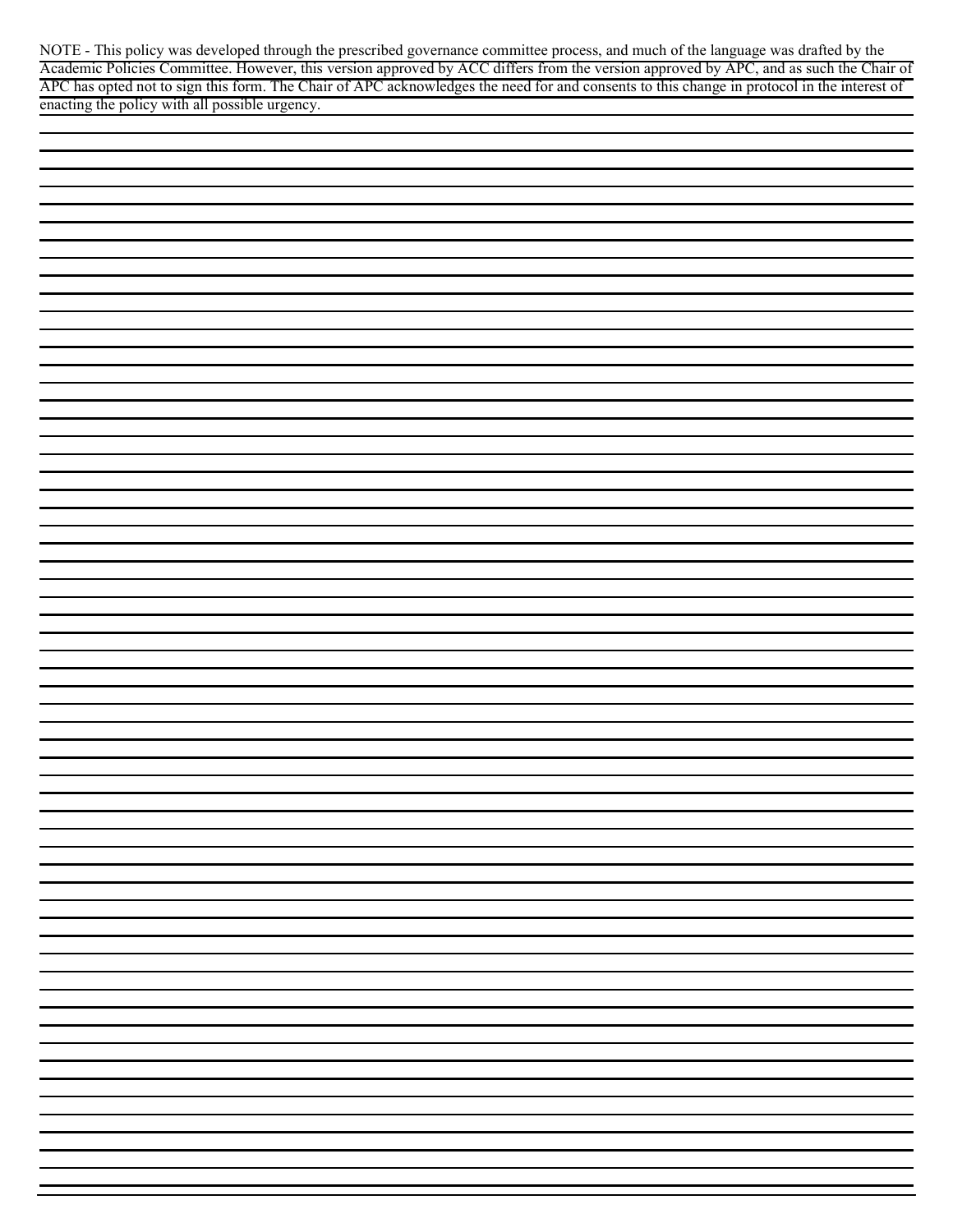NOTE - This policy was developed through the prescribed governance committee process, and much of the language was drafted by the Academic Policies Committee. However, this version approved by ACC differs from the version approved by APC, and as such the Chair of APC has opted not to sign this form. The Chair of APC acknowledges the need for and consents to this change in protocol in the interest of enacting the policy with all possible urgency.